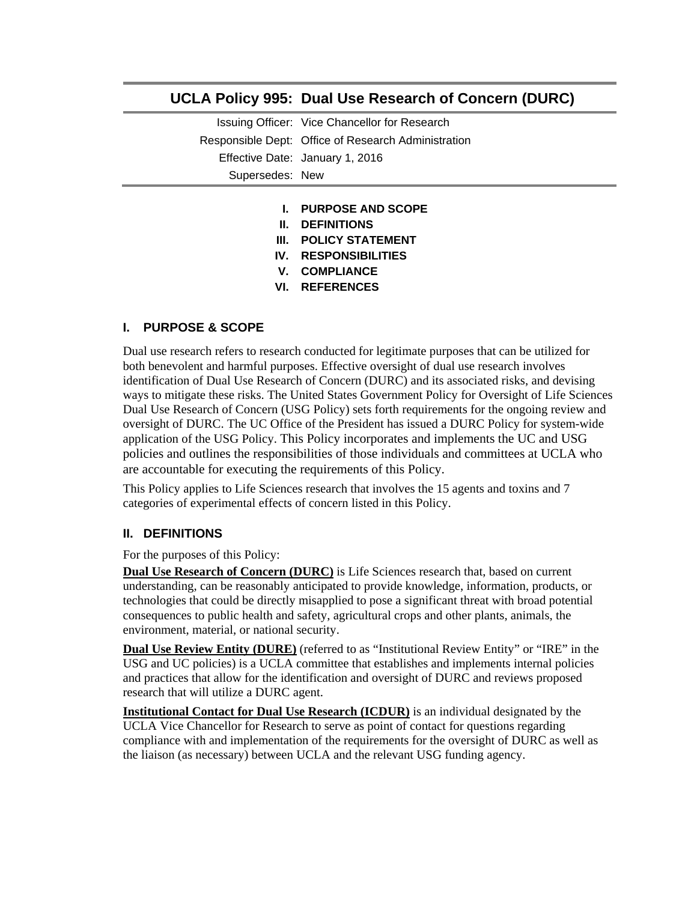# UCLA Policy 995: Dual Use Research of Concern (DURC)

Issuing Officer: Vice Chancellor for Research
Responsible Dept: Office of Research Administration
Effective Date: January 1, 2016
Supersedes: New

- **I. PURPOSE AND SCOPE**
- **II. DEFINITIONS**
- **III. POLICY STATEMENT**
- **IV. RESPONSIBILITIES**
- **V. COMPLIANCE**
- **VI. REFERENCES**

## I. PURPOSE & SCOPE

Dual use research refers to research conducted for legitimate purposes that can be utilized for both benevolent and harmful purposes. Effective oversight of dual use research involves identification of Dual Use Research of Concern (DURC) and its associated risks, and devising ways to mitigate these risks. The United States Government Policy for Oversight of Life Sciences Dual Use Research of Concern (USG Policy) sets forth requirements for the ongoing review and oversight of DURC. The UC Office of the President has issued a DURC Policy for system-wide application of the USG Policy. This Policy incorporates and implements the UC and USG policies and outlines the responsibilities of those individuals and committees at UCLA who are accountable for executing the requirements of this Policy.

This Policy applies to Life Sciences research that involves the 15 agents and toxins and 7 categories of experimental effects of concern listed in this Policy.

## II. DEFINITIONS

For the purposes of this Policy:

**Dual Use Research of Concern (DURC)** is Life Sciences research that, based on current understanding, can be reasonably anticipated to provide knowledge, information, products, or technologies that could be directly misapplied to pose a significant threat with broad potential consequences to public health and safety, agricultural crops and other plants, animals, the environment, material, or national security.

**Dual Use Review Entity (DURE)** (referred to as "Institutional Review Entity" or "IRE" in the USG and UC policies) is a UCLA committee that establishes and implements internal policies and practices that allow for the identification and oversight of DURC and reviews proposed research that will utilize a DURC agent.

**Institutional Contact for Dual Use Research (ICDUR)** is an individual designated by the UCLA Vice Chancellor for Research to serve as point of contact for questions regarding compliance with and implementation of the requirements for the oversight of DURC as well as the liaison (as necessary) between UCLA and the relevant USG funding agency.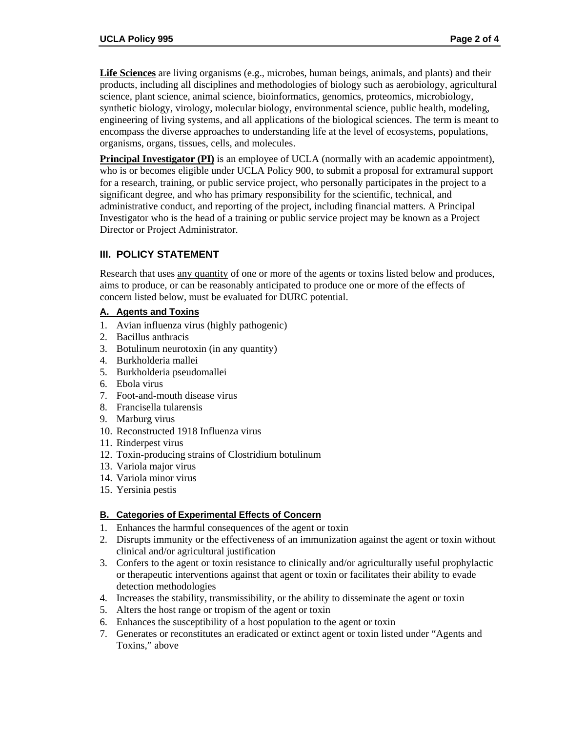**Life Sciences** are living organisms (e.g., microbes, human beings, animals, and plants) and their products, including all disciplines and methodologies of biology such as aerobiology, agricultural science, plant science, animal science, bioinformatics, genomics, proteomics, microbiology, synthetic biology, virology, molecular biology, environmental science, public health, modeling, engineering of living systems, and all applications of the biological sciences. The term is meant to encompass the diverse approaches to understanding life at the level of ecosystems, populations, organisms, organs, tissues, cells, and molecules.

**Principal Investigator (PI)** is an employee of UCLA (normally with an academic appointment), who is or becomes eligible under UCLA Policy 900, to submit a proposal for extramural support for a research, training, or public service project, who personally participates in the project to a significant degree, and who has primary responsibility for the scientific, technical, and administrative conduct, and reporting of the project, including financial matters. A Principal Investigator who is the head of a training or public service project may be known as a Project Director or Project Administrator.

## III. POLICY STATEMENT

Research that uses any quantity of one or more of the agents or toxins listed below and produces, aims to produce, or can be reasonably anticipated to produce one or more of the effects of concern listed below, must be evaluated for DURC potential.

### A. Agents and Toxins

1. Avian influenza virus (highly pathogenic)
2. Bacillus anthracis
3. Botulinum neurotoxin (in any quantity)
4. Burkholderia mallei
5. Burkholderia pseudomallei
6. Ebola virus
7. Foot-and-mouth disease virus
8. Francisella tularensis
9. Marburg virus
10. Reconstructed 1918 Influenza virus
11. Rinderpest virus
12. Toxin-producing strains of Clostridium botulinum
13. Variola major virus
14. Variola minor virus
15. Yersinia pestis

### B. Categories of Experimental Effects of Concern

1. Enhances the harmful consequences of the agent or toxin
2. Disrupts immunity or the effectiveness of an immunization against the agent or toxin without clinical and/or agricultural justification
3. Confers to the agent or toxin resistance to clinically and/or agriculturally useful prophylactic or therapeutic interventions against that agent or toxin or facilitates their ability to evade detection methodologies
4. Increases the stability, transmissibility, or the ability to disseminate the agent or toxin
5. Alters the host range or tropism of the agent or toxin
6. Enhances the susceptibility of a host population to the agent or toxin
7. Generates or reconstitutes an eradicated or extinct agent or toxin listed under "Agents and Toxins," above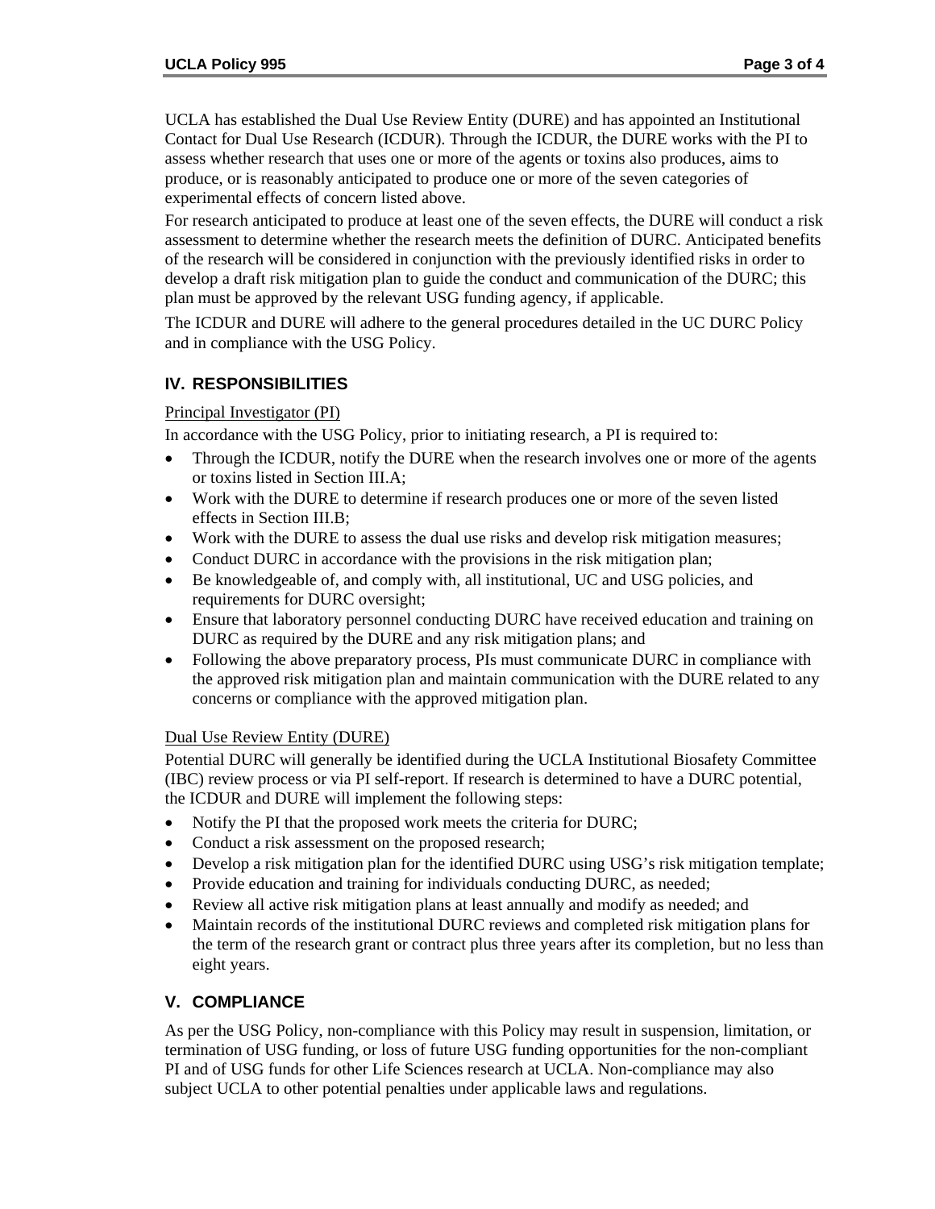UCLA has established the Dual Use Review Entity (DURE) and has appointed an Institutional Contact for Dual Use Research (ICDUR). Through the ICDUR, the DURE works with the PI to assess whether research that uses one or more of the agents or toxins also produces, aims to produce, or is reasonably anticipated to produce one or more of the seven categories of experimental effects of concern listed above.

For research anticipated to produce at least one of the seven effects, the DURE will conduct a risk assessment to determine whether the research meets the definition of DURC. Anticipated benefits of the research will be considered in conjunction with the previously identified risks in order to develop a draft risk mitigation plan to guide the conduct and communication of the DURC; this plan must be approved by the relevant USG funding agency, if applicable.

The ICDUR and DURE will adhere to the general procedures detailed in the UC DURC Policy and in compliance with the USG Policy.

## IV. RESPONSIBILITIES

Principal Investigator (PI)

In accordance with the USG Policy, prior to initiating research, a PI is required to:

- Through the ICDUR, notify the DURE when the research involves one or more of the agents or toxins listed in Section III.A;
- Work with the DURE to determine if research produces one or more of the seven listed effects in Section III.B;
- Work with the DURE to assess the dual use risks and develop risk mitigation measures;
- Conduct DURC in accordance with the provisions in the risk mitigation plan;
- Be knowledgeable of, and comply with, all institutional, UC and USG policies, and requirements for DURC oversight;
- Ensure that laboratory personnel conducting DURC have received education and training on DURC as required by the DURE and any risk mitigation plans; and
- Following the above preparatory process, PIs must communicate DURC in compliance with the approved risk mitigation plan and maintain communication with the DURE related to any concerns or compliance with the approved mitigation plan.

Dual Use Review Entity (DURE)

Potential DURC will generally be identified during the UCLA Institutional Biosafety Committee (IBC) review process or via PI self-report. If research is determined to have a DURC potential, the ICDUR and DURE will implement the following steps:

- Notify the PI that the proposed work meets the criteria for DURC;
- Conduct a risk assessment on the proposed research;
- Develop a risk mitigation plan for the identified DURC using USG's risk mitigation template;
- Provide education and training for individuals conducting DURC, as needed;
- Review all active risk mitigation plans at least annually and modify as needed; and
- Maintain records of the institutional DURC reviews and completed risk mitigation plans for the term of the research grant or contract plus three years after its completion, but no less than eight years.

## V. COMPLIANCE

As per the USG Policy, non-compliance with this Policy may result in suspension, limitation, or termination of USG funding, or loss of future USG funding opportunities for the non-compliant PI and of USG funds for other Life Sciences research at UCLA. Non-compliance may also subject UCLA to other potential penalties under applicable laws and regulations.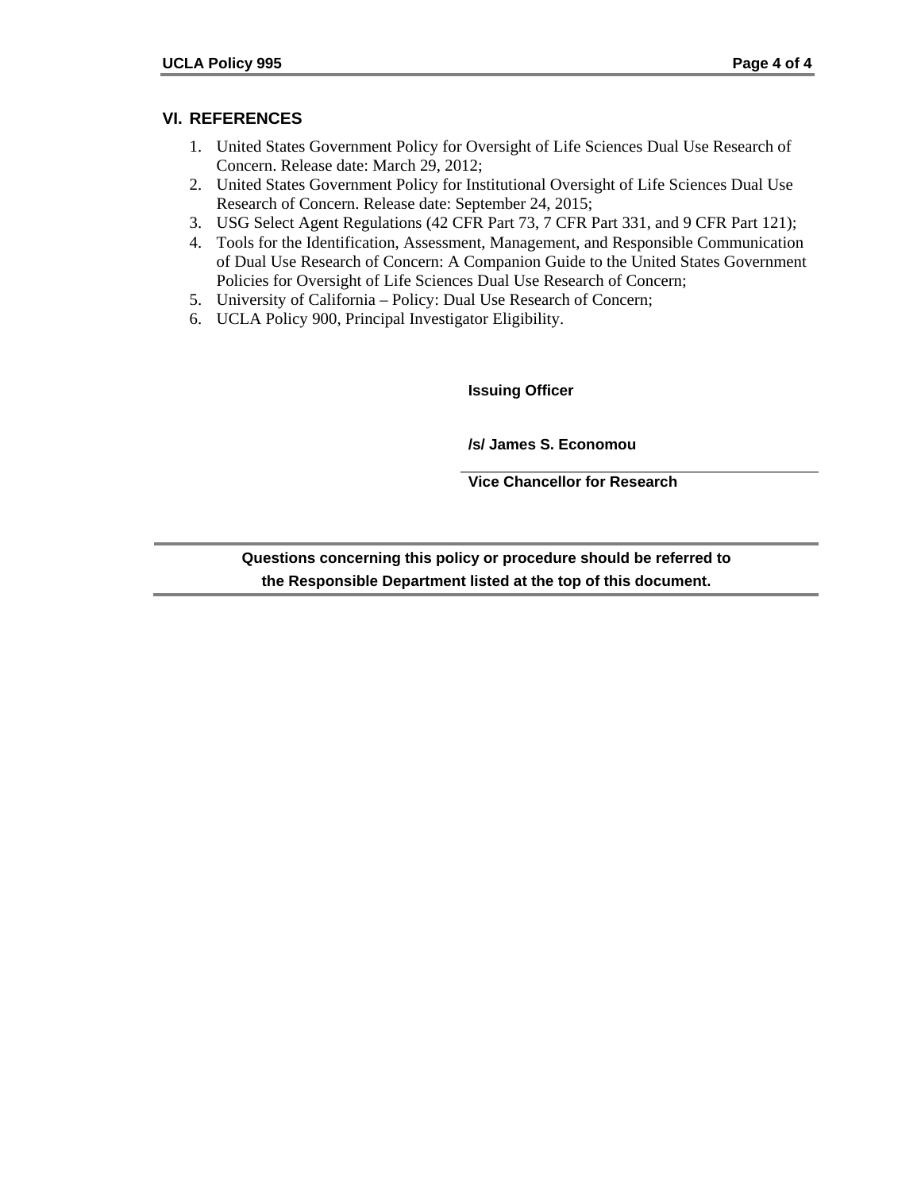## VI. REFERENCES

1. United States Government Policy for Oversight of Life Sciences Dual Use Research of Concern. Release date: March 29, 2012;
2. United States Government Policy for Institutional Oversight of Life Sciences Dual Use Research of Concern. Release date: September 24, 2015;
3. USG Select Agent Regulations (42 CFR Part 73, 7 CFR Part 331, and 9 CFR Part 121);
4. Tools for the Identification, Assessment, Management, and Responsible Communication of Dual Use Research of Concern: A Companion Guide to the United States Government Policies for Oversight of Life Sciences Dual Use Research of Concern;
5. University of California – Policy: Dual Use Research of Concern;
6. UCLA Policy 900, Principal Investigator Eligibility.

**Issuing Officer**

**/s/ James S. Economou**

**Vice Chancellor for Research**

**Questions concerning this policy or procedure should be referred to the Responsible Department listed at the top of this document.**